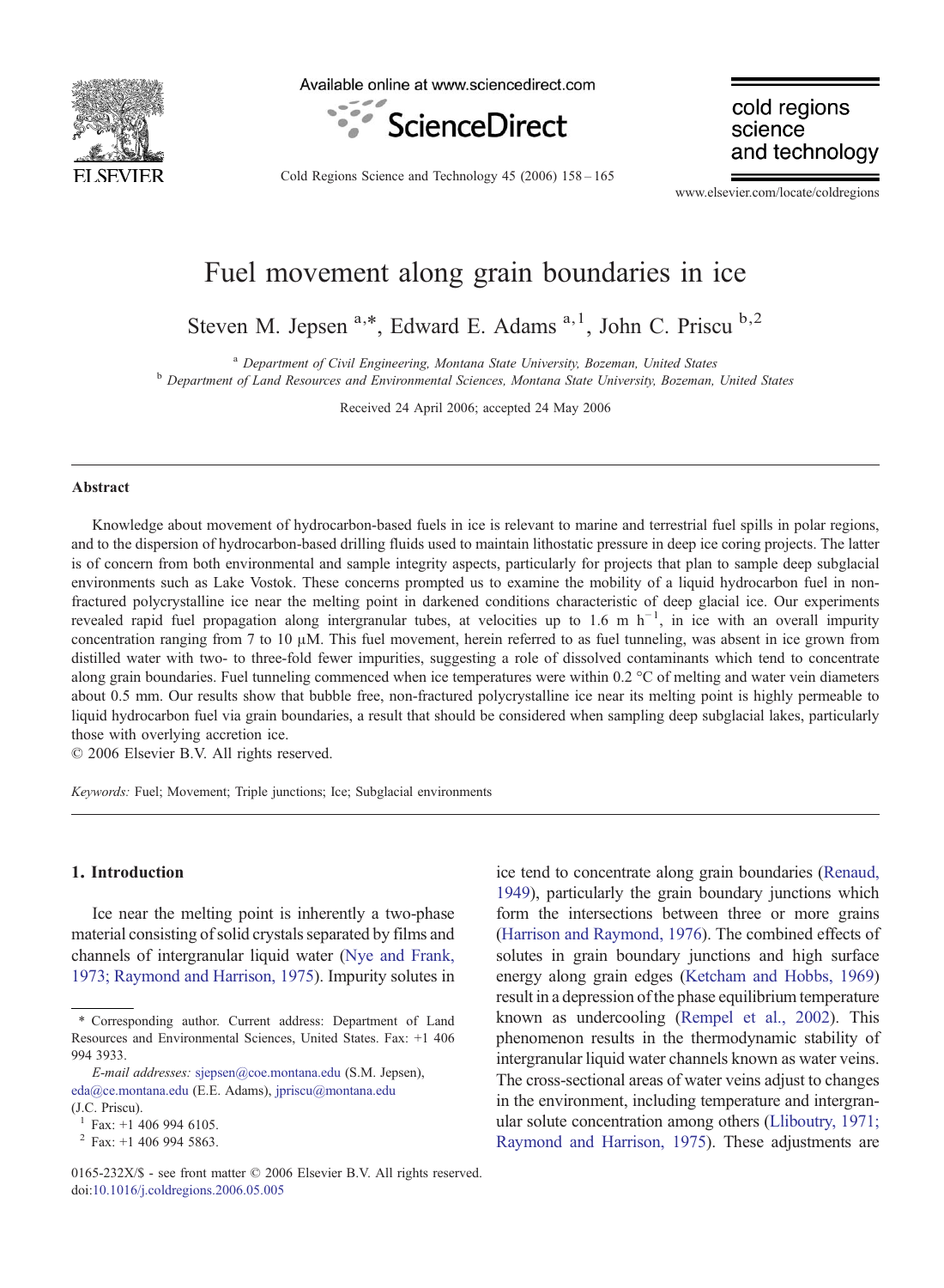# Fuel movement along grain boundaries in ice

Steven M. Jepsen [a,*], Edward E. Adams [a,1], John C. Priscu [b,2]

[a] Department of Civil Engineering, Montana State University, Bozeman, United States

[b] Department of Land Resources and Environmental Sciences, Montana State University, Bozeman, United States

Received 24 April 2006; accepted 24 May 2006

## Abstract

Knowledge about movement of hydrocarbon-based fuels in ice is relevant to marine and terrestrial fuel spills in polar regions, and to the dispersion of hydrocarbon-based drilling fluids used to maintain lithostatic pressure in deep ice coring projects. The latter is of concern from both environmental and sample integrity aspects, particularly for projects that plan to sample deep subglacial environments such as Lake Vostok. These concerns prompted us to examine the mobility of a liquid hydrocarbon fuel in non-fractured polycrystalline ice near the melting point in darkened conditions characteristic of deep glacial ice. Our experiments revealed rapid fuel propagation along intergranular tubes, at velocities up to 1.6 m h$^{-1}$, in ice with an overall impurity concentration ranging from 7 to 10 μM. This fuel movement, herein referred to as fuel tunneling, was absent in ice grown from distilled water with two- to three-fold fewer impurities, suggesting a role of dissolved contaminants which tend to concentrate along grain boundaries. Fuel tunneling commenced when ice temperatures were within 0.2 °C of melting and water vein diameters about 0.5 mm. Our results show that bubble free, non-fractured polycrystalline ice near its melting point is highly permeable to liquid hydrocarbon fuel via grain boundaries, a result that should be considered when sampling deep subglacial lakes, particularly those with overlying accretion ice.

© 2006 Elsevier B.V. All rights reserved.

*Keywords:* Fuel; Movement; Triple junctions; Ice; Subglacial environments

## 1. Introduction

Ice near the melting point is inherently a two-phase material consisting of solid crystals separated by films and channels of intergranular liquid water (Nye and Frank, 1973; Raymond and Harrison, 1975). Impurity solutes in ice tend to concentrate along grain boundaries (Renaud, 1949), particularly the grain boundary junctions which form the intersections between three or more grains (Harrison and Raymond, 1976). The combined effects of solutes in grain boundary junctions and high surface energy along grain edges (Ketcham and Hobbs, 1969) result in a depression of the phase equilibrium temperature known as undercooling (Rempel et al., 2002). This phenomenon results in the thermodynamic stability of intergranular liquid water channels known as water veins. The cross-sectional areas of water veins adjust to changes in the environment, including temperature and intergranular solute concentration among others (Lliboutry, 1971; Raymond and Harrison, 1975). These adjustments are

* Corresponding author. Current address: Department of Land Resources and Environmental Sciences, United States. Fax: +1 406 994 3933.

*E-mail addresses:* sjepsen@coe.montana.edu (S.M. Jepsen), eda@ce.montana.edu (E.E. Adams), jpriscu@montana.edu (J.C. Priscu).

[1] Fax: +1 406 994 6105.

[2] Fax: +1 406 994 5863.

0165-232X/$ - see front matter © 2006 Elsevier B.V. All rights reserved.
doi:10.1016/j.coldregions.2006.05.005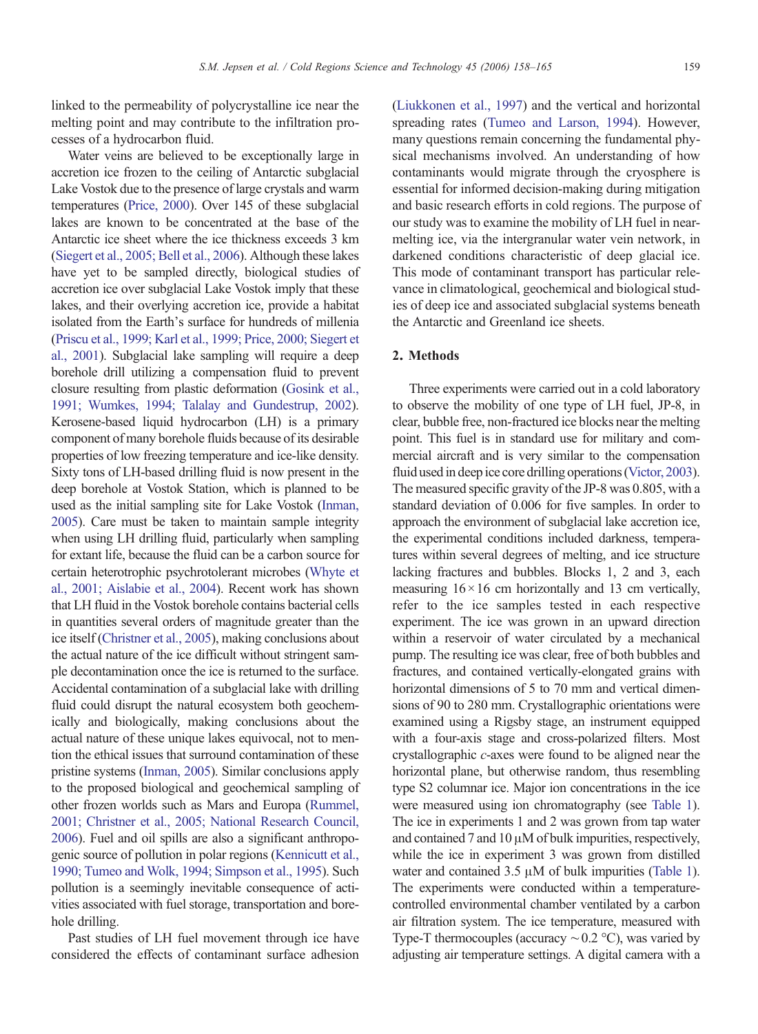linked to the permeability of polycrystalline ice near the melting point and may contribute to the infiltration processes of a hydrocarbon fluid.

Water veins are believed to be exceptionally large in accretion ice frozen to the ceiling of Antarctic subglacial Lake Vostok due to the presence of large crystals and warm temperatures (Price, 2000). Over 145 of these subglacial lakes are known to be concentrated at the base of the Antarctic ice sheet where the ice thickness exceeds 3 km (Siegert et al., 2005; Bell et al., 2006). Although these lakes have yet to be sampled directly, biological studies of accretion ice over subglacial Lake Vostok imply that these lakes, and their overlying accretion ice, provide a habitat isolated from the Earth's surface for hundreds of millenia (Priscu et al., 1999; Karl et al., 1999; Price, 2000; Siegert et al., 2001). Subglacial lake sampling will require a deep borehole drill utilizing a compensation fluid to prevent closure resulting from plastic deformation (Gosink et al., 1991; Wumkes, 1994; Talalay and Gundestrup, 2002). Kerosene-based liquid hydrocarbon (LH) is a primary component of many borehole fluids because of its desirable properties of low freezing temperature and ice-like density. Sixty tons of LH-based drilling fluid is now present in the deep borehole at Vostok Station, which is planned to be used as the initial sampling site for Lake Vostok (Inman, 2005). Care must be taken to maintain sample integrity when using LH drilling fluid, particularly when sampling for extant life, because the fluid can be a carbon source for certain heterotrophic psychrotolerant microbes (Whyte et al., 2001; Aislabie et al., 2004). Recent work has shown that LH fluid in the Vostok borehole contains bacterial cells in quantities several orders of magnitude greater than the ice itself (Christner et al., 2005), making conclusions about the actual nature of the ice difficult without stringent sample decontamination once the ice is returned to the surface. Accidental contamination of a subglacial lake with drilling fluid could disrupt the natural ecosystem both geochemically and biologically, making conclusions about the actual nature of these unique lakes equivocal, not to mention the ethical issues that surround contamination of these pristine systems (Inman, 2005). Similar conclusions apply to the proposed biological and geochemical sampling of other frozen worlds such as Mars and Europa (Rummel, 2001; Christner et al., 2005; National Research Council, 2006). Fuel and oil spills are also a significant anthropogenic source of pollution in polar regions (Kennicutt et al., 1990; Tumeo and Wolk, 1994; Simpson et al., 1995). Such pollution is a seemingly inevitable consequence of activities associated with fuel storage, transportation and borehole drilling.

Past studies of LH fuel movement through ice have considered the effects of contaminant surface adhesion (Liukkonen et al., 1997) and the vertical and horizontal spreading rates (Tumeo and Larson, 1994). However, many questions remain concerning the fundamental physical mechanisms involved. An understanding of how contaminants would migrate through the cryosphere is essential for informed decision-making during mitigation and basic research efforts in cold regions. The purpose of our study was to examine the mobility of LH fuel in near-melting ice, via the intergranular water vein network, in darkened conditions characteristic of deep glacial ice. This mode of contaminant transport has particular relevance in climatological, geochemical and biological studies of deep ice and associated subglacial systems beneath the Antarctic and Greenland ice sheets.

## 2. Methods

Three experiments were carried out in a cold laboratory to observe the mobility of one type of LH fuel, JP-8, in clear, bubble free, non-fractured ice blocks near the melting point. This fuel is in standard use for military and commercial aircraft and is very similar to the compensation fluid used in deep ice core drilling operations (Victor, 2003). The measured specific gravity of the JP-8 was 0.805, with a standard deviation of 0.006 for five samples. In order to approach the environment of subglacial lake accretion ice, the experimental conditions included darkness, temperatures within several degrees of melting, and ice structure lacking fractures and bubbles. Blocks 1, 2 and 3, each measuring 16 × 16 cm horizontally and 13 cm vertically, refer to the ice samples tested in each respective experiment. The ice was grown in an upward direction within a reservoir of water circulated by a mechanical pump. The resulting ice was clear, free of both bubbles and fractures, and contained vertically-elongated grains with horizontal dimensions of 5 to 70 mm and vertical dimensions of 90 to 280 mm. Crystallographic orientations were examined using a Rigsby stage, an instrument equipped with a four-axis stage and cross-polarized filters. Most crystallographic *c*-axes were found to be aligned near the horizontal plane, but otherwise random, thus resembling type S2 columnar ice. Major ion concentrations in the ice were measured using ion chromatography (see Table 1). The ice in experiments 1 and 2 was grown from tap water and contained 7 and 10 μM of bulk impurities, respectively, while the ice in experiment 3 was grown from distilled water and contained 3.5 μM of bulk impurities (Table 1). The experiments were conducted within a temperature-controlled environmental chamber ventilated by a carbon air filtration system. The ice temperature, measured with Type-T thermocouples (accuracy ~0.2 °C), was varied by adjusting air temperature settings. A digital camera with a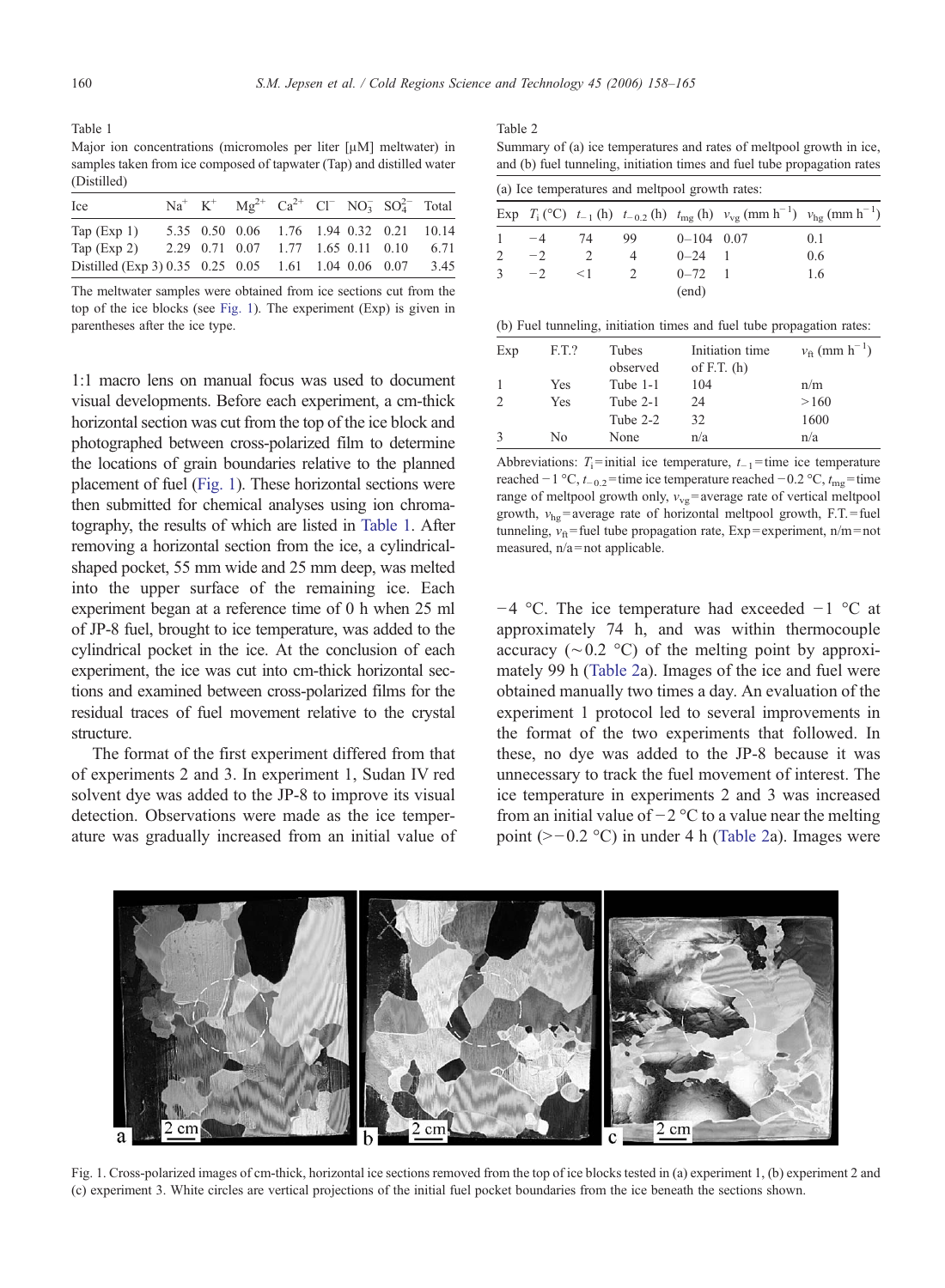Table 1

Major ion concentrations (micromoles per liter [μM] meltwater) in samples taken from ice composed of tapwater (Tap) and distilled water (Distilled)

| Ice | $Na^{+}$ | $K^{+}$ | $Mg^{2+}$ | $Ca^{2+}$ | $Cl^{-}$ | $NO_3^{-}$ | $SO_4^{2-}$ | Total |
|---|---|---|---|---|---|---|---|---|
| Tap (Exp 1) | 5.35 | 0.50 | 0.06 | 1.76 | 1.94 | 0.32 | 0.21 | 10.14 |
| Tap (Exp 2) | 2.29 | 0.71 | 0.07 | 1.77 | 1.65 | 0.11 | 0.10 | 6.71 |
| Distilled (Exp 3) | 0.35 | 0.25 | 0.05 | 1.61 | 1.04 | 0.06 | 0.07 | 3.45 |

The meltwater samples were obtained from ice sections cut from the top of the ice blocks (see Fig. 1). The experiment (Exp) is given in parentheses after the ice type.

1:1 macro lens on manual focus was used to document visual developments. Before each experiment, a cm-thick horizontal section was cut from the top of the ice block and photographed between cross-polarized film to determine the locations of grain boundaries relative to the planned placement of fuel (Fig. 1). These horizontal sections were then submitted for chemical analyses using ion chromatography, the results of which are listed in Table 1. After removing a horizontal section from the ice, a cylindrical-shaped pocket, 55 mm wide and 25 mm deep, was melted into the upper surface of the remaining ice. Each experiment began at a reference time of 0 h when 25 ml of JP-8 fuel, brought to ice temperature, was added to the cylindrical pocket in the ice. At the conclusion of each experiment, the ice was cut into cm-thick horizontal sections and examined between cross-polarized films for the residual traces of fuel movement relative to the crystal structure.

The format of the first experiment differed from that of experiments 2 and 3. In experiment 1, Sudan IV red solvent dye was added to the JP-8 to improve its visual detection. Observations were made as the ice temperature was gradually increased from an initial value of −4 °C. The ice temperature had exceeded −1 °C at approximately 74 h, and was within thermocouple accuracy (~0.2 °C) of the melting point by approximately 99 h (Table 2a). Images of the ice and fuel were obtained manually two times a day. An evaluation of the experiment 1 protocol led to several improvements in the format of the two experiments that followed. In these, no dye was added to the JP-8 because it was unnecessary to track the fuel movement of interest. The ice temperature in experiments 2 and 3 was increased from an initial value of −2 °C to a value near the melting point (>−0.2 °C) in under 4 h (Table 2a). Images were

Table 2

Summary of (a) ice temperatures and rates of meltpool growth in ice, and (b) fuel tunneling, initiation times and fuel tube propagation rates

(a) Ice temperatures and meltpool growth rates:

| Exp | $T_i$ (°C) | $t_{-1}$ (h) | $t_{-0.2}$ (h) | $t_{mg}$ (h) | $v_{vg}$ (mm $h^{-1}$) | $v_{hg}$ (mm $h^{-1}$) |
|---|---|---|---|---|---|---|
| 1 | −4 | 74 | 99 | 0–104 | 0.07 | 0.1 |
| 2 | −2 | 2 | 4 | 0–24 | 1 | 0.6 |
| 3 | −2 | <1 | 2 | 0–72 (end) | 1 | 1.6 |

(b) Fuel tunneling, initiation times and fuel tube propagation rates:

| Exp | F.T.? | Tubes observed | Initiation time of F.T. (h) | $v_{ft}$ (mm $h^{-1}$) |
|---|---|---|---|---|
| 1 | Yes | Tube 1-1 | 104 | n/m |
| 2 | Yes | Tube 2-1 | 24 | >160 |
| | | Tube 2-2 | 32 | 1600 |
| 3 | No | None | n/a | n/a |

Abbreviations: $T_i$ = initial ice temperature, $t_{-1}$ = time ice temperature reached −1 °C, $t_{-0.2}$ = time ice temperature reached −0.2 °C, $t_{mg}$ = time range of meltpool growth only, $v_{vg}$ = average rate of vertical meltpool growth, $v_{hg}$ = average rate of horizontal meltpool growth, F.T. = fuel tunneling, $v_{ft}$ = fuel tube propagation rate, Exp = experiment, n/m = not measured, n/a = not applicable.

Fig. 1. Cross-polarized images of cm-thick, horizontal ice sections removed from the top of ice blocks tested in (a) experiment 1, (b) experiment 2 and (c) experiment 3. White circles are vertical projections of the initial fuel pocket boundaries from the ice beneath the sections shown.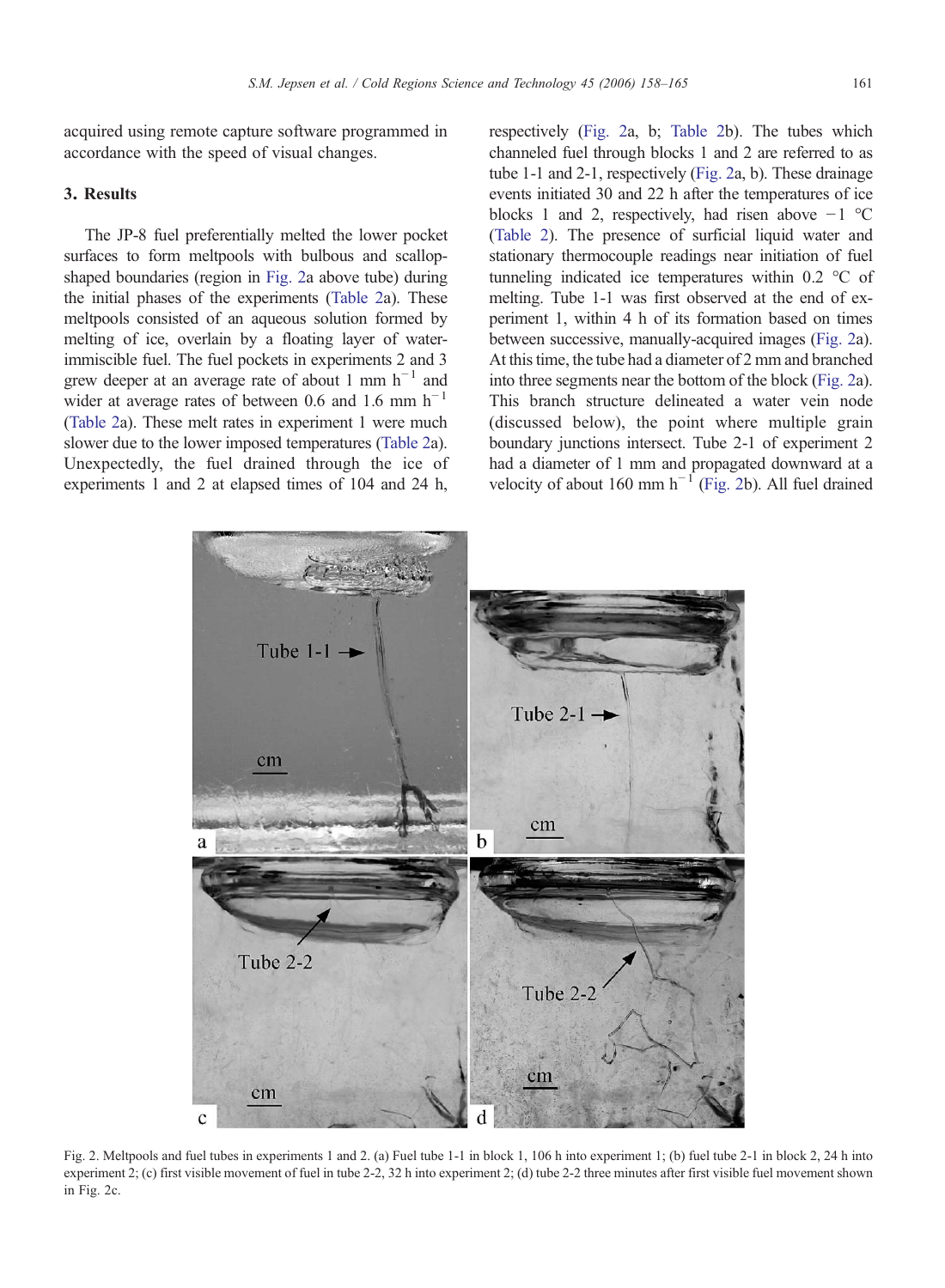acquired using remote capture software programmed in accordance with the speed of visual changes.

## 3. Results

The JP-8 fuel preferentially melted the lower pocket surfaces to form meltpools with bulbous and scallop-shaped boundaries (region in Fig. 2a above tube) during the initial phases of the experiments (Table 2a). These meltpools consisted of an aqueous solution formed by melting of ice, overlain by a floating layer of water-immiscible fuel. The fuel pockets in experiments 2 and 3 grew deeper at an average rate of about 1 mm $h^{-1}$ and wider at average rates of between 0.6 and 1.6 mm $h^{-1}$ (Table 2a). These melt rates in experiment 1 were much slower due to the lower imposed temperatures (Table 2a). Unexpectedly, the fuel drained through the ice of experiments 1 and 2 at elapsed times of 104 and 24 h, respectively (Fig. 2a, b; Table 2b). The tubes which channeled fuel through blocks 1 and 2 are referred to as tube 1-1 and 2-1, respectively (Fig. 2a, b). These drainage events initiated 30 and 22 h after the temperatures of ice blocks 1 and 2, respectively, had risen above −1 °C (Table 2). The presence of surficial liquid water and stationary thermocouple readings near initiation of fuel tunneling indicated ice temperatures within 0.2 °C of melting. Tube 1-1 was first observed at the end of experiment 1, within 4 h of its formation based on times between successive, manually-acquired images (Fig. 2a). At this time, the tube had a diameter of 2 mm and branched into three segments near the bottom of the block (Fig. 2a). This branch structure delineated a water vein node (discussed below), the point where multiple grain boundary junctions intersect. Tube 2-1 of experiment 2 had a diameter of 1 mm and propagated downward at a velocity of about 160 mm $h^{-1}$ (Fig. 2b). All fuel drained

Fig. 2. Meltpools and fuel tubes in experiments 1 and 2. (a) Fuel tube 1-1 in block 1, 106 h into experiment 1; (b) fuel tube 2-1 in block 2, 24 h into experiment 2; (c) first visible movement of fuel in tube 2-2, 32 h into experiment 2; (d) tube 2-2 three minutes after first visible fuel movement shown in Fig. 2c.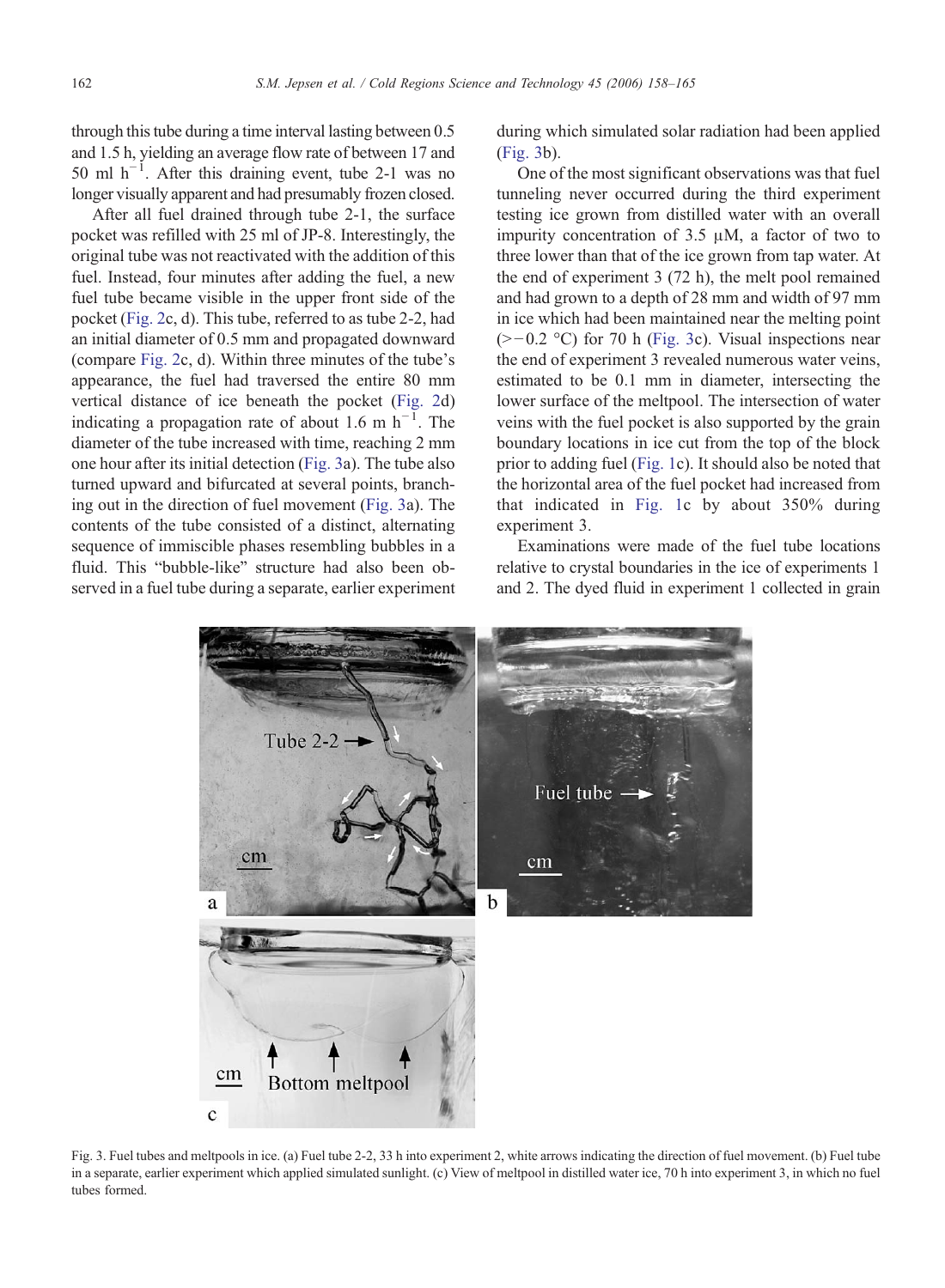through this tube during a time interval lasting between 0.5 and 1.5 h, yielding an average flow rate of between 17 and 50 ml $h^{-1}$. After this draining event, tube 2-1 was no longer visually apparent and had presumably frozen closed.

After all fuel drained through tube 2-1, the surface pocket was refilled with 25 ml of JP-8. Interestingly, the original tube was not reactivated with the addition of this fuel. Instead, four minutes after adding the fuel, a new fuel tube became visible in the upper front side of the pocket (Fig. 2c, d). This tube, referred to as tube 2-2, had an initial diameter of 0.5 mm and propagated downward (compare Fig. 2c, d). Within three minutes of the tube's appearance, the fuel had traversed the entire 80 mm vertical distance of ice beneath the pocket (Fig. 2d) indicating a propagation rate of about 1.6 m $h^{-1}$. The diameter of the tube increased with time, reaching 2 mm one hour after its initial detection (Fig. 3a). The tube also turned upward and bifurcated at several points, branching out in the direction of fuel movement (Fig. 3a). The contents of the tube consisted of a distinct, alternating sequence of immiscible phases resembling bubbles in a fluid. This "bubble-like" structure had also been observed in a fuel tube during a separate, earlier experiment during which simulated solar radiation had been applied (Fig. 3b).

One of the most significant observations was that fuel tunneling never occurred during the third experiment testing ice grown from distilled water with an overall impurity concentration of 3.5 μM, a factor of two to three lower than that of the ice grown from tap water. At the end of experiment 3 (72 h), the melt pool remained and had grown to a depth of 28 mm and width of 97 mm in ice which had been maintained near the melting point (>−0.2 °C) for 70 h (Fig. 3c). Visual inspections near the end of experiment 3 revealed numerous water veins, estimated to be 0.1 mm in diameter, intersecting the lower surface of the meltpool. The intersection of water veins with the fuel pocket is also supported by the grain boundary locations in ice cut from the top of the block prior to adding fuel (Fig. 1c). It should also be noted that the horizontal area of the fuel pocket had increased from that indicated in Fig. 1c by about 350% during experiment 3.

Examinations were made of the fuel tube locations relative to crystal boundaries in the ice of experiments 1 and 2. The dyed fluid in experiment 1 collected in grain

Fig. 3. Fuel tubes and meltpools in ice. (a) Fuel tube 2-2, 33 h into experiment 2, white arrows indicating the direction of fuel movement. (b) Fuel tube in a separate, earlier experiment which applied simulated sunlight. (c) View of meltpool in distilled water ice, 70 h into experiment 3, in which no fuel tubes formed.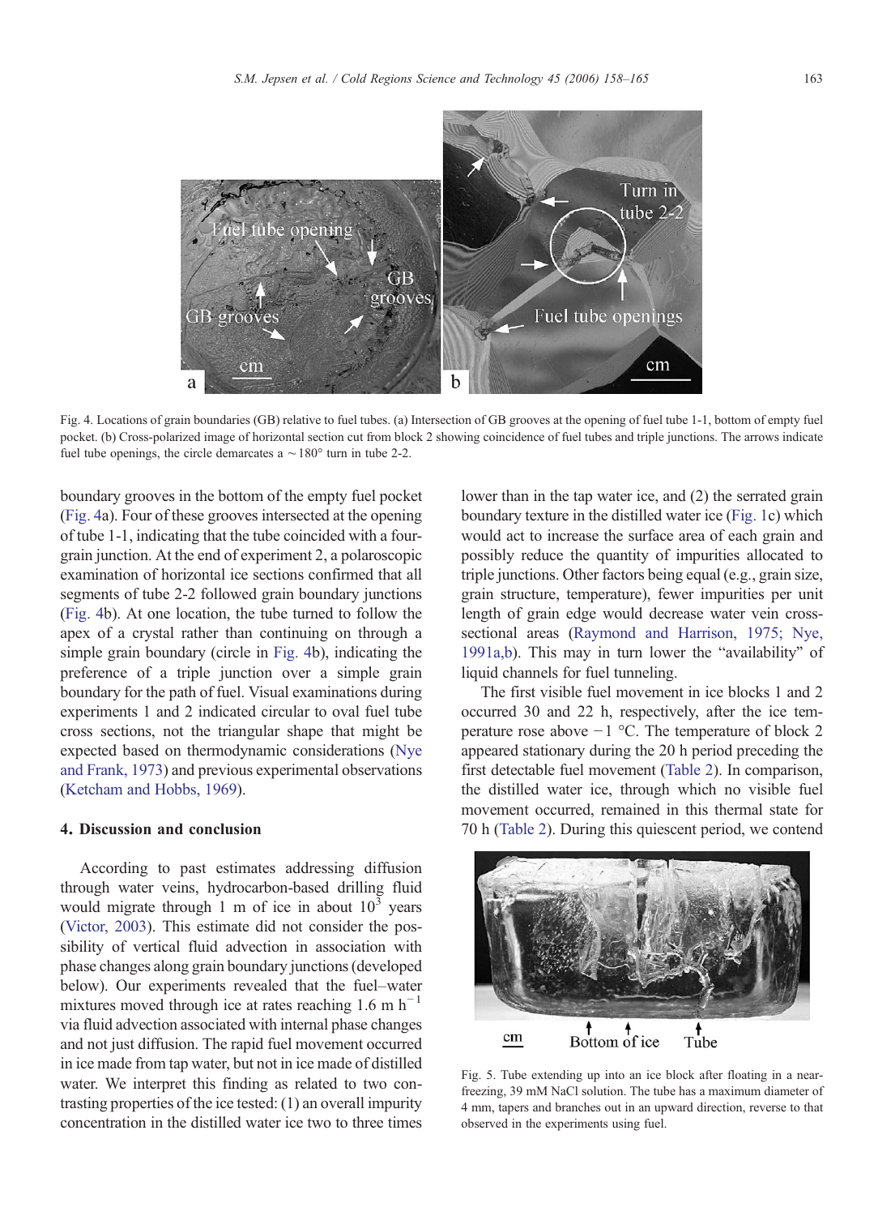Fig. 4. Locations of grain boundaries (GB) relative to fuel tubes. (a) Intersection of GB grooves at the opening of fuel tube 1-1, bottom of empty fuel pocket. (b) Cross-polarized image of horizontal section cut from block 2 showing coincidence of fuel tubes and triple junctions. The arrows indicate fuel tube openings, the circle demarcates a ~180° turn in tube 2-2.

boundary grooves in the bottom of the empty fuel pocket (Fig. 4a). Four of these grooves intersected at the opening of tube 1-1, indicating that the tube coincided with a four-grain junction. At the end of experiment 2, a polaroscopic examination of horizontal ice sections confirmed that all segments of tube 2-2 followed grain boundary junctions (Fig. 4b). At one location, the tube turned to follow the apex of a crystal rather than continuing on through a simple grain boundary (circle in Fig. 4b), indicating the preference of a triple junction over a simple grain boundary for the path of fuel. Visual examinations during experiments 1 and 2 indicated circular to oval fuel tube cross sections, not the triangular shape that might be expected based on thermodynamic considerations (Nye and Frank, 1973) and previous experimental observations (Ketcham and Hobbs, 1969).

## 4. Discussion and conclusion

According to past estimates addressing diffusion through water veins, hydrocarbon-based drilling fluid would migrate through 1 m of ice in about $10^3$ years (Victor, 2003). This estimate did not consider the possibility of vertical fluid advection in association with phase changes along grain boundary junctions (developed below). Our experiments revealed that the fuel–water mixtures moved through ice at rates reaching 1.6 m $h^{-1}$ via fluid advection associated with internal phase changes and not just diffusion. The rapid fuel movement occurred in ice made from tap water, but not in ice made of distilled water. We interpret this finding as related to two contrasting properties of the ice tested: (1) an overall impurity concentration in the distilled water ice two to three times lower than in the tap water ice, and (2) the serrated grain boundary texture in the distilled water ice (Fig. 1c) which would act to increase the surface area of each grain and possibly reduce the quantity of impurities allocated to triple junctions. Other factors being equal (e.g., grain size, grain structure, temperature), fewer impurities per unit length of grain edge would decrease water vein cross-sectional areas (Raymond and Harrison, 1975; Nye, 1991a,b). This may in turn lower the "availability" of liquid channels for fuel tunneling.

The first visible fuel movement in ice blocks 1 and 2 occurred 30 and 22 h, respectively, after the ice temperature rose above −1 °C. The temperature of block 2 appeared stationary during the 20 h period preceding the first detectable fuel movement (Table 2). In comparison, the distilled water ice, through which no visible fuel movement occurred, remained in this thermal state for 70 h (Table 2). During this quiescent period, we contend

Fig. 5. Tube extending up into an ice block after floating in a near-freezing, 39 mM NaCl solution. The tube has a maximum diameter of 4 mm, tapers and branches out in an upward direction, reverse to that observed in the experiments using fuel.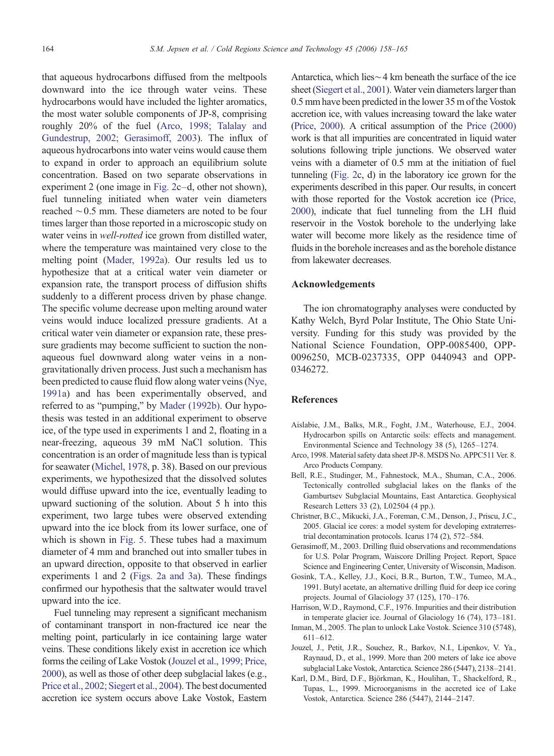that aqueous hydrocarbons diffused from the meltpools downward into the ice through water veins. These hydrocarbons would have included the lighter aromatics, the most water soluble components of JP-8, comprising roughly 20% of the fuel (Arco, 1998; Talalay and Gundestrup, 2002; Gerasimoff, 2003). The influx of aqueous hydrocarbons into water veins would cause them to expand in order to approach an equilibrium solute concentration. Based on two separate observations in experiment 2 (one image in Fig. 2c–d, other not shown), fuel tunneling initiated when water vein diameters reached ~0.5 mm. These diameters are noted to be four times larger than those reported in a microscopic study on water veins in *well-rotted* ice grown from distilled water, where the temperature was maintained very close to the melting point (Mader, 1992a). Our results led us to hypothesize that at a critical water vein diameter or expansion rate, the transport process of diffusion shifts suddenly to a different process driven by phase change. The specific volume decrease upon melting around water veins would induce localized pressure gradients. At a critical water vein diameter or expansion rate, these pressure gradients may become sufficient to suction the non-aqueous fuel downward along water veins in a non-gravitationally driven process. Just such a mechanism has been predicted to cause fluid flow along water veins (Nye, 1991a) and has been experimentally observed, and referred to as "pumping," by Mader (1992b). Our hypothesis was tested in an additional experiment to observe ice, of the type used in experiments 1 and 2, floating in a near-freezing, aqueous 39 mM NaCl solution. This concentration is an order of magnitude less than is typical for seawater (Michel, 1978, p. 38). Based on our previous experiments, we hypothesized that the dissolved solutes would diffuse upward into the ice, eventually leading to upward suctioning of the solution. About 5 h into this experiment, two large tubes were observed extending upward into the ice block from its lower surface, one of which is shown in Fig. 5. These tubes had a maximum diameter of 4 mm and branched out into smaller tubes in an upward direction, opposite to that observed in earlier experiments 1 and 2 (Figs. 2a and 3a). These findings confirmed our hypothesis that the saltwater would travel upward into the ice.

Fuel tunneling may represent a significant mechanism of contaminant transport in non-fractured ice near the melting point, particularly in ice containing large water veins. These conditions likely exist in accretion ice which forms the ceiling of Lake Vostok (Jouzel et al., 1999; Price, 2000), as well as those of other deep subglacial lakes (e.g., Price et al., 2002; Siegert et al., 2004). The best documented accretion ice system occurs above Lake Vostok, Eastern Antarctica, which lies ~4 km beneath the surface of the ice sheet (Siegert et al., 2001). Water vein diameters larger than 0.5 mm have been predicted in the lower 35 m of the Vostok accretion ice, with values increasing toward the lake water (Price, 2000). A critical assumption of the Price (2000) work is that all impurities are concentrated in liquid water solutions following triple junctions. We observed water veins with a diameter of 0.5 mm at the initiation of fuel tunneling (Fig. 2c, d) in the laboratory ice grown for the experiments described in this paper. Our results, in concert with those reported for the Vostok accretion ice (Price, 2000), indicate that fuel tunneling from the LH fluid reservoir in the Vostok borehole to the underlying lake water will become more likely as the residence time of fluids in the borehole increases and as the borehole distance from lakewater decreases.

## Acknowledgements

The ion chromatography analyses were conducted by Kathy Welch, Byrd Polar Institute, The Ohio State University. Funding for this study was provided by the National Science Foundation, OPP-0085400, OPP-0096250, MCB-0237335, OPP 0440943 and OPP-0346272.

## References

Aislabie, J.M., Balks, M.R., Foght, J.M., Waterhouse, E.J., 2004. Hydrocarbon spills on Antarctic soils: effects and management. Environmental Science and Technology 38 (5), 1265–1274.

Arco, 1998. Material safety data sheet JP-8. MSDS No. APPC511 Ver. 8. Arco Products Company.

Bell, R.E., Studinger, M., Fahnestock, M.A., Shuman, C.A., 2006. Tectonically controlled subglacial lakes on the flanks of the Gamburtsev Subglacial Mountains, East Antarctica. Geophysical Research Letters 33 (2), L02504 (4 pp.).

Christner, B.C., Mikucki, J.A., Foreman, C.M., Denson, J., Priscu, J.C., 2005. Glacial ice cores: a model system for developing extraterrestrial decontamination protocols. Icarus 174 (2), 572–584.

Gerasimoff, M., 2003. Drilling fluid observations and recommendations for U.S. Polar Program, Waiscore Drilling Project. Report, Space Science and Engineering Center, University of Wisconsin, Madison.

Gosink, T.A., Kelley, J.J., Koci, B.R., Burton, T.W., Tumeo, M.A., 1991. Butyl acetate, an alternative drilling fluid for deep ice coring projects. Journal of Glaciology 37 (125), 170–176.

Harrison, W.D., Raymond, C.F., 1976. Impurities and their distribution in temperate glacier ice. Journal of Glaciology 16 (74), 173–181.

Inman, M., 2005. The plan to unlock Lake Vostok. Science 310 (5748), 611–612.

Jouzel, J., Petit, J.R., Souchez, R., Barkov, N.I., Lipenkov, V. Ya., Raynaud, D., et al., 1999. More than 200 meters of lake ice above subglacial Lake Vostok, Antarctica. Science 286 (5447), 2138–2141.

Karl, D.M., Bird, D.F., Björkman, K., Houlihan, T., Shackelford, R., Tupas, L., 1999. Microorganisms in the accreted ice of Lake Vostok, Antarctica. Science 286 (5447), 2144–2147.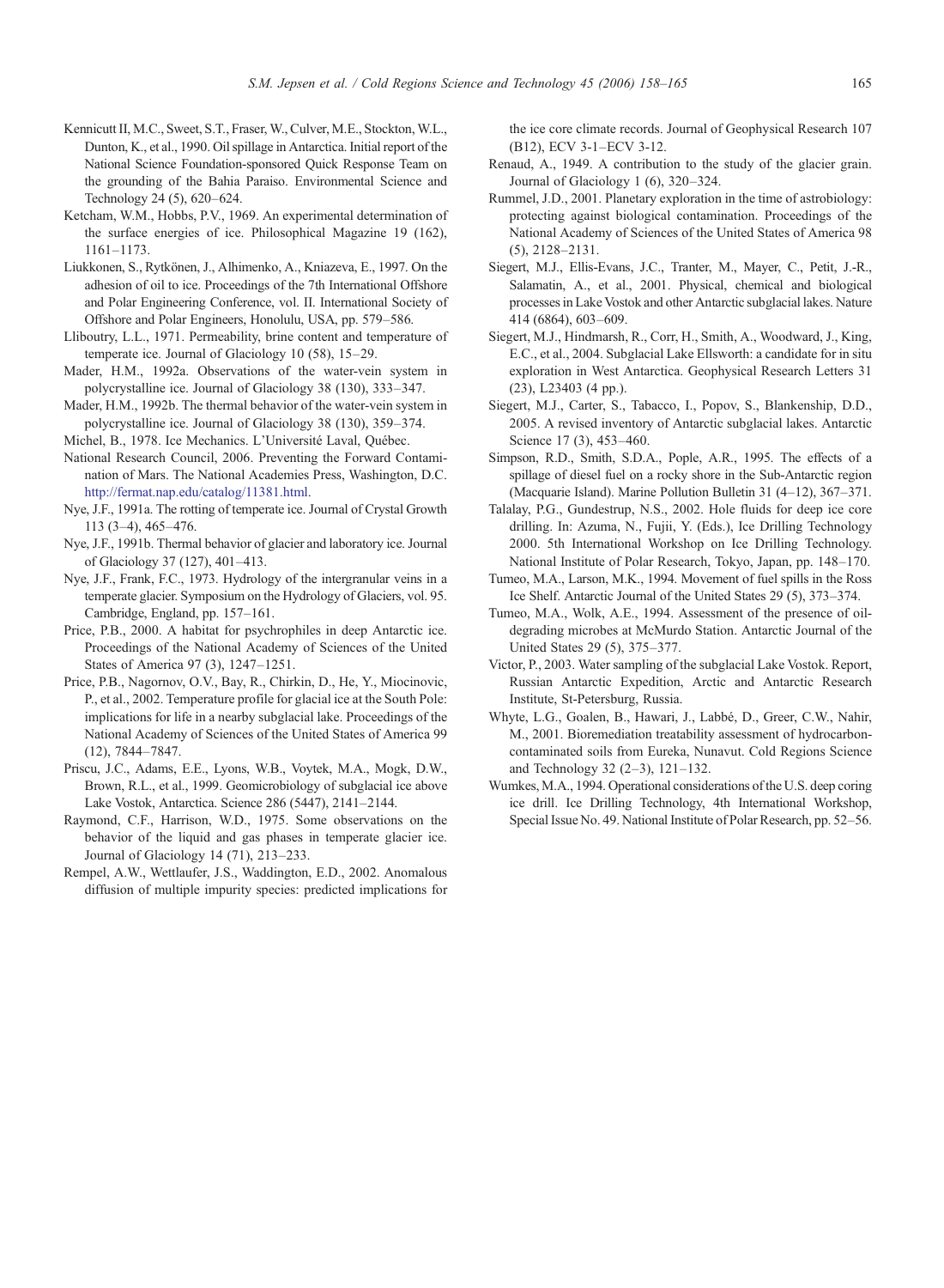Kennicutt II, M.C., Sweet, S.T., Fraser, W., Culver, M.E., Stockton, W.L., Dunton, K., et al., 1990. Oil spillage in Antarctica. Initial report of the National Science Foundation-sponsored Quick Response Team on the grounding of the Bahia Paraiso. Environmental Science and Technology 24 (5), 620–624.

Ketcham, W.M., Hobbs, P.V., 1969. An experimental determination of the surface energies of ice. Philosophical Magazine 19 (162), 1161–1173.

Liukkonen, S., Rytkönen, J., Alhimenko, A., Kniazeva, E., 1997. On the adhesion of oil to ice. Proceedings of the 7th International Offshore and Polar Engineering Conference, vol. II. International Society of Offshore and Polar Engineers, Honolulu, USA, pp. 579–586.

Lliboutry, L.L., 1971. Permeability, brine content and temperature of temperate ice. Journal of Glaciology 10 (58), 15–29.

Mader, H.M., 1992a. Observations of the water-vein system in polycrystalline ice. Journal of Glaciology 38 (130), 333–347.

Mader, H.M., 1992b. The thermal behavior of the water-vein system in polycrystalline ice. Journal of Glaciology 38 (130), 359–374.

Michel, B., 1978. Ice Mechanics. L'Université Laval, Québec.

National Research Council, 2006. Preventing the Forward Contamination of Mars. The National Academies Press, Washington, D.C. http://fermat.nap.edu/catalog/11381.html.

Nye, J.F., 1991a. The rotting of temperate ice. Journal of Crystal Growth 113 (3–4), 465–476.

Nye, J.F., 1991b. Thermal behavior of glacier and laboratory ice. Journal of Glaciology 37 (127), 401–413.

Nye, J.F., Frank, F.C., 1973. Hydrology of the intergranular veins in a temperate glacier. Symposium on the Hydrology of Glaciers, vol. 95. Cambridge, England, pp. 157–161.

Price, P.B., 2000. A habitat for psychrophiles in deep Antarctic ice. Proceedings of the National Academy of Sciences of the United States of America 97 (3), 1247–1251.

Price, P.B., Nagornov, O.V., Bay, R., Chirkin, D., He, Y., Miocinovic, P., et al., 2002. Temperature profile for glacial ice at the South Pole: implications for life in a nearby subglacial lake. Proceedings of the National Academy of Sciences of the United States of America 99 (12), 7844–7847.

Priscu, J.C., Adams, E.E., Lyons, W.B., Voytek, M.A., Mogk, D.W., Brown, R.L., et al., 1999. Geomicrobiology of subglacial ice above Lake Vostok, Antarctica. Science 286 (5447), 2141–2144.

Raymond, C.F., Harrison, W.D., 1975. Some observations on the behavior of the liquid and gas phases in temperate glacier ice. Journal of Glaciology 14 (71), 213–233.

Rempel, A.W., Wettlaufer, J.S., Waddington, E.D., 2002. Anomalous diffusion of multiple impurity species: predicted implications for the ice core climate records. Journal of Geophysical Research 107 (B12), ECV 3-1–ECV 3-12.

Renaud, A., 1949. A contribution to the study of the glacier grain. Journal of Glaciology 1 (6), 320–324.

Rummel, J.D., 2001. Planetary exploration in the time of astrobiology: protecting against biological contamination. Proceedings of the National Academy of Sciences of the United States of America 98 (5), 2128–2131.

Siegert, M.J., Ellis-Evans, J.C., Tranter, M., Mayer, C., Petit, J.-R., Salamatin, A., et al., 2001. Physical, chemical and biological processes in Lake Vostok and other Antarctic subglacial lakes. Nature 414 (6864), 603–609.

Siegert, M.J., Hindmarsh, R., Corr, H., Smith, A., Woodward, J., King, E.C., et al., 2004. Subglacial Lake Ellsworth: a candidate for in situ exploration in West Antarctica. Geophysical Research Letters 31 (23), L23403 (4 pp.).

Siegert, M.J., Carter, S., Tabacco, I., Popov, S., Blankenship, D.D., 2005. A revised inventory of Antarctic subglacial lakes. Antarctic Science 17 (3), 453–460.

Simpson, R.D., Smith, S.D.A., Pople, A.R., 1995. The effects of a spillage of diesel fuel on a rocky shore in the Sub-Antarctic region (Macquarie Island). Marine Pollution Bulletin 31 (4–12), 367–371.

Talalay, P.G., Gundestrup, N.S., 2002. Hole fluids for deep ice core drilling. In: Azuma, N., Fujii, Y. (Eds.), Ice Drilling Technology 2000. 5th International Workshop on Ice Drilling Technology. National Institute of Polar Research, Tokyo, Japan, pp. 148–170.

Tumeo, M.A., Larson, M.K., 1994. Movement of fuel spills in the Ross Ice Shelf. Antarctic Journal of the United States 29 (5), 373–374.

Tumeo, M.A., Wolk, A.E., 1994. Assessment of the presence of oil-degrading microbes at McMurdo Station. Antarctic Journal of the United States 29 (5), 375–377.

Victor, P., 2003. Water sampling of the subglacial Lake Vostok. Report, Russian Antarctic Expedition, Arctic and Antarctic Research Institute, St-Petersburg, Russia.

Whyte, L.G., Goalen, B., Hawari, J., Labbé, D., Greer, C.W., Nahir, M., 2001. Bioremediation treatability assessment of hydrocarbon-contaminated soils from Eureka, Nunavut. Cold Regions Science and Technology 32 (2–3), 121–132.

Wumkes, M.A., 1994. Operational considerations of the U.S. deep coring ice drill. Ice Drilling Technology, 4th International Workshop, Special Issue No. 49. National Institute of Polar Research, pp. 52–56.